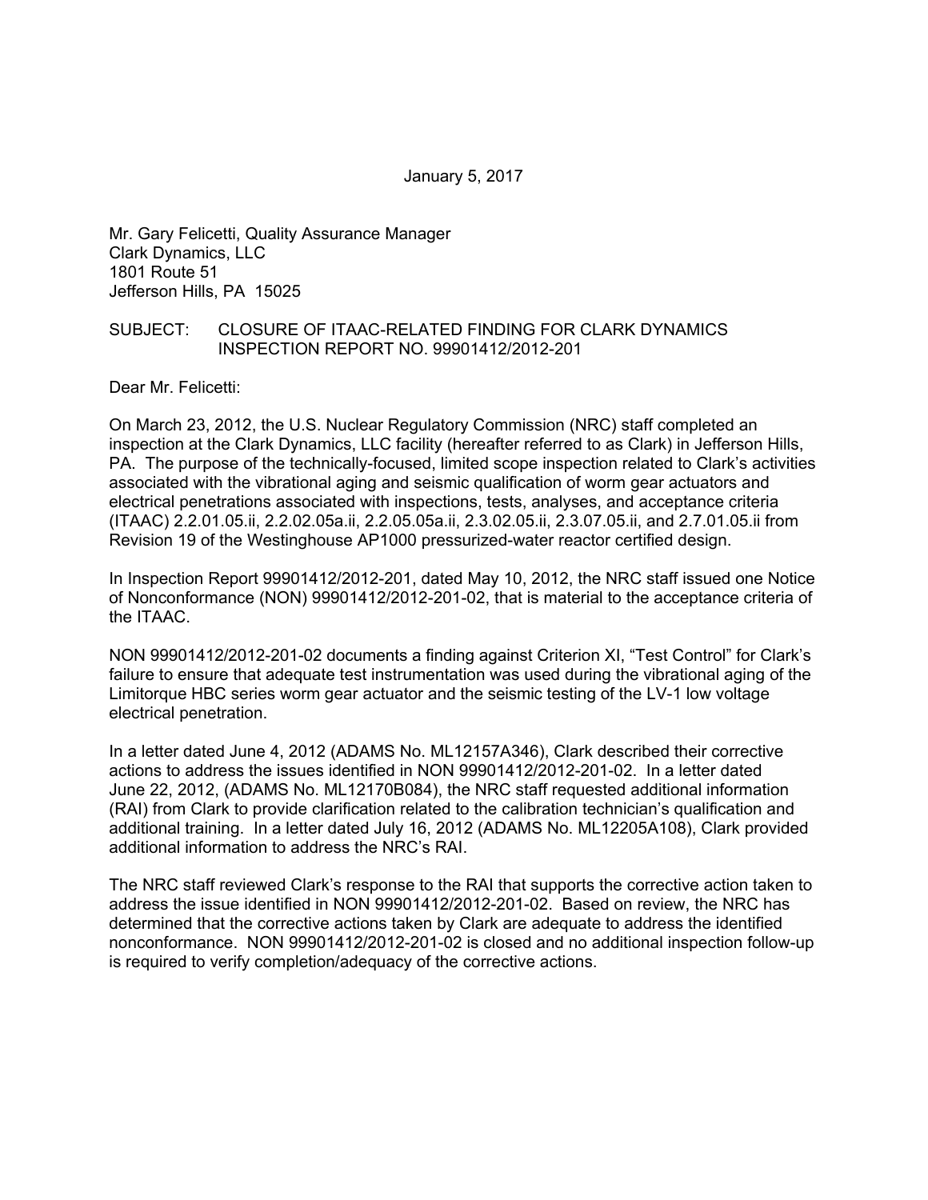January 5, 2017

Mr. Gary Felicetti, Quality Assurance Manager
Clark Dynamics, LLC
1801 Route 51
Jefferson Hills, PA 15025

SUBJECT: CLOSURE OF ITAAC-RELATED FINDING FOR CLARK DYNAMICS INSPECTION REPORT NO. 99901412/2012-201

Dear Mr. Felicetti:

On March 23, 2012, the U.S. Nuclear Regulatory Commission (NRC) staff completed an inspection at the Clark Dynamics, LLC facility (hereafter referred to as Clark) in Jefferson Hills, PA. The purpose of the technically-focused, limited scope inspection related to Clark's activities associated with the vibrational aging and seismic qualification of worm gear actuators and electrical penetrations associated with inspections, tests, analyses, and acceptance criteria (ITAAC) 2.2.01.05.ii, 2.2.02.05a.ii, 2.2.05.05a.ii, 2.3.02.05.ii, 2.3.07.05.ii, and 2.7.01.05.ii from Revision 19 of the Westinghouse AP1000 pressurized-water reactor certified design.

In Inspection Report 99901412/2012-201, dated May 10, 2012, the NRC staff issued one Notice of Nonconformance (NON) 99901412/2012-201-02, that is material to the acceptance criteria of the ITAAC.

NON 99901412/2012-201-02 documents a finding against Criterion XI, "Test Control" for Clark's failure to ensure that adequate test instrumentation was used during the vibrational aging of the Limitorque HBC series worm gear actuator and the seismic testing of the LV-1 low voltage electrical penetration.

In a letter dated June 4, 2012 (ADAMS No. ML12157A346), Clark described their corrective actions to address the issues identified in NON 99901412/2012-201-02. In a letter dated June 22, 2012, (ADAMS No. ML12170B084), the NRC staff requested additional information (RAI) from Clark to provide clarification related to the calibration technician's qualification and additional training. In a letter dated July 16, 2012 (ADAMS No. ML12205A108), Clark provided additional information to address the NRC's RAI.

The NRC staff reviewed Clark's response to the RAI that supports the corrective action taken to address the issue identified in NON 99901412/2012-201-02. Based on review, the NRC has determined that the corrective actions taken by Clark are adequate to address the identified nonconformance. NON 99901412/2012-201-02 is closed and no additional inspection follow-up is required to verify completion/adequacy of the corrective actions.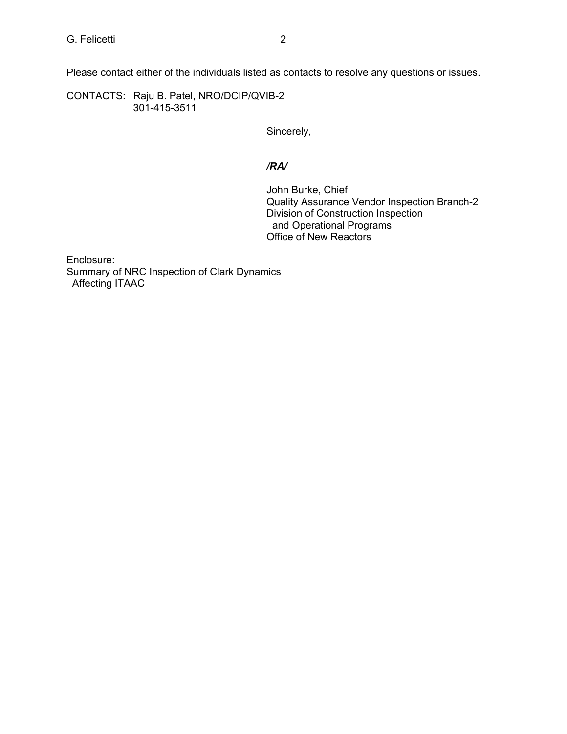Please contact either of the individuals listed as contacts to resolve any questions or issues.

CONTACTS: Raju B. Patel, NRO/DCIP/QVIB-2
301-415-3511

Sincerely,

***/RA/***

John Burke, Chief
Quality Assurance Vendor Inspection Branch-2
Division of Construction Inspection
and Operational Programs
Office of New Reactors

Enclosure:
Summary of NRC Inspection of Clark Dynamics
Affecting ITAAC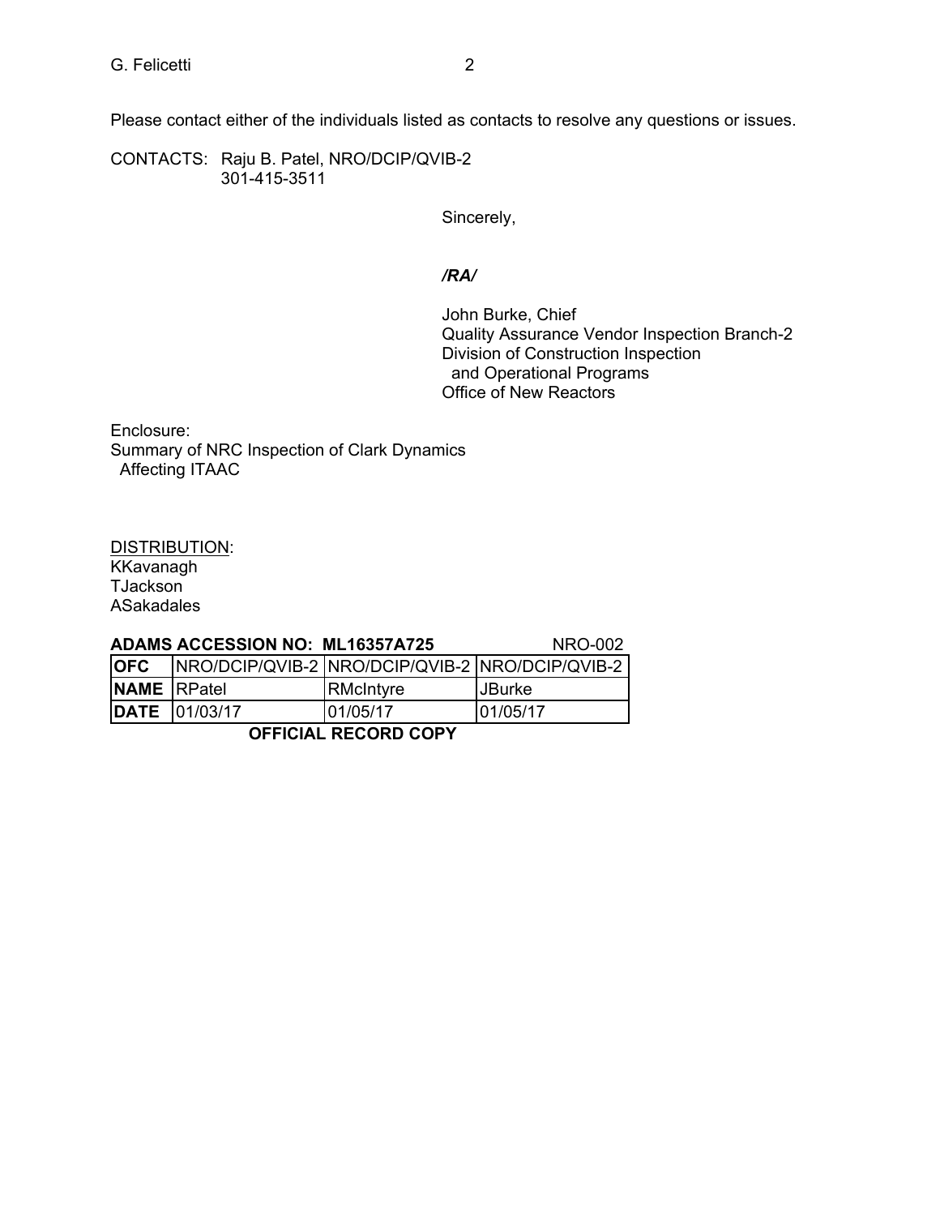Please contact either of the individuals listed as contacts to resolve any questions or issues.

CONTACTS: Raju B. Patel, NRO/DCIP/QVIB-2
301-415-3511

Sincerely,

*/RA/*

John Burke, Chief
Quality Assurance Vendor Inspection Branch-2
Division of Construction Inspection
and Operational Programs
Office of New Reactors

Enclosure:
Summary of NRC Inspection of Clark Dynamics
Affecting ITAAC

DISTRIBUTION:
KKavanagh
TJackson
ASakadales

**ADAMS ACCESSION NO: ML16357A725** NRO-002

| **OFC** | NRO/DCIP/QVIB-2 | NRO/DCIP/QVIB-2 | NRO/DCIP/QVIB-2 |
|---|---|---|---|
| **NAME** | RPatel | RMcIntyre | JBurke |
| **DATE** | 01/03/17 | 01/05/17 | 01/05/17 |

**OFFICIAL RECORD COPY**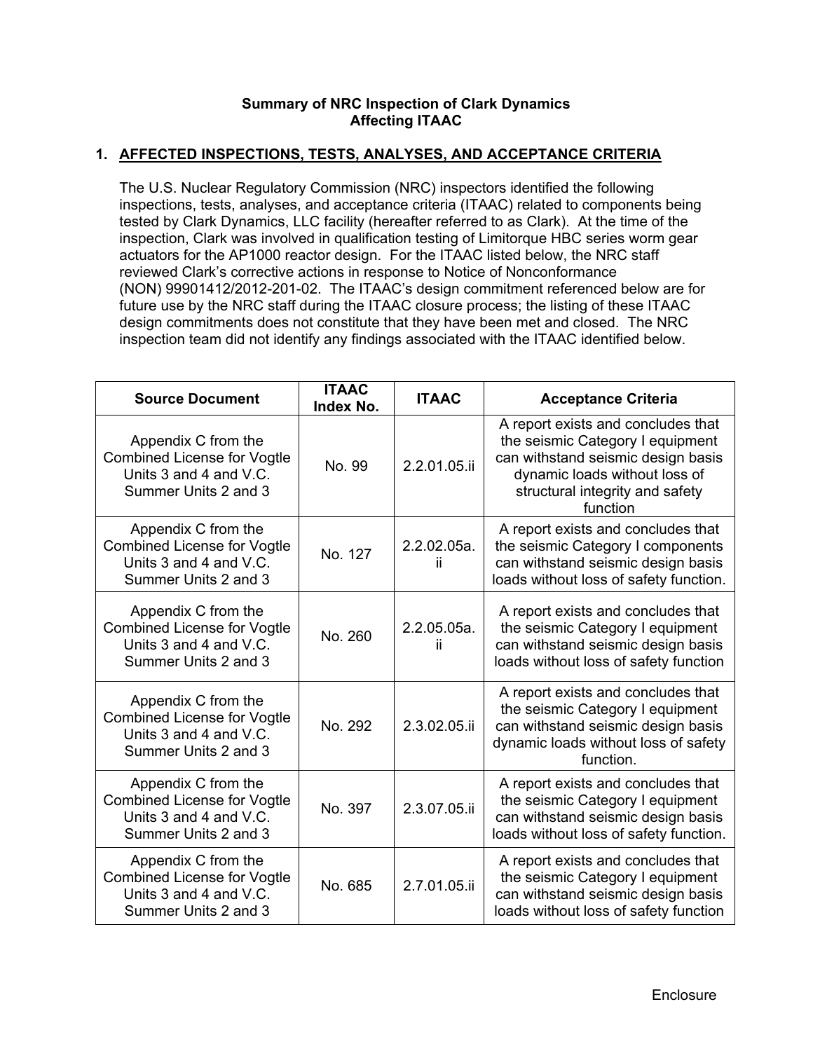**Summary of NRC Inspection of Clark Dynamics**
**Affecting ITAAC**

## 1. AFFECTED INSPECTIONS, TESTS, ANALYSES, AND ACCEPTANCE CRITERIA

The U.S. Nuclear Regulatory Commission (NRC) inspectors identified the following inspections, tests, analyses, and acceptance criteria (ITAAC) related to components being tested by Clark Dynamics, LLC facility (hereafter referred to as Clark). At the time of the inspection, Clark was involved in qualification testing of Limitorque HBC series worm gear actuators for the AP1000 reactor design. For the ITAAC listed below, the NRC staff reviewed Clark's corrective actions in response to Notice of Nonconformance (NON) 99901412/2012-201-02. The ITAAC's design commitment referenced below are for future use by the NRC staff during the ITAAC closure process; the listing of these ITAAC design commitments does not constitute that they have been met and closed. The NRC inspection team did not identify any findings associated with the ITAAC identified below.

| Source Document | ITAAC Index No. | ITAAC | Acceptance Criteria |
|---|---|---|---|
| Appendix C from the Combined License for Vogtle Units 3 and 4 and V.C. Summer Units 2 and 3 | No. 99 | 2.2.01.05.ii | A report exists and concludes that the seismic Category I equipment can withstand seismic design basis dynamic loads without loss of structural integrity and safety function |
| Appendix C from the Combined License for Vogtle Units 3 and 4 and V.C. Summer Units 2 and 3 | No. 127 | 2.2.02.05a.ii | A report exists and concludes that the seismic Category I components can withstand seismic design basis loads without loss of safety function. |
| Appendix C from the Combined License for Vogtle Units 3 and 4 and V.C. Summer Units 2 and 3 | No. 260 | 2.2.05.05a.ii | A report exists and concludes that the seismic Category I equipment can withstand seismic design basis loads without loss of safety function |
| Appendix C from the Combined License for Vogtle Units 3 and 4 and V.C. Summer Units 2 and 3 | No. 292 | 2.3.02.05.ii | A report exists and concludes that the seismic Category I equipment can withstand seismic design basis dynamic loads without loss of safety function. |
| Appendix C from the Combined License for Vogtle Units 3 and 4 and V.C. Summer Units 2 and 3 | No. 397 | 2.3.07.05.ii | A report exists and concludes that the seismic Category I equipment can withstand seismic design basis loads without loss of safety function. |
| Appendix C from the Combined License for Vogtle Units 3 and 4 and V.C. Summer Units 2 and 3 | No. 685 | 2.7.01.05.ii | A report exists and concludes that the seismic Category I equipment can withstand seismic design basis loads without loss of safety function |

Enclosure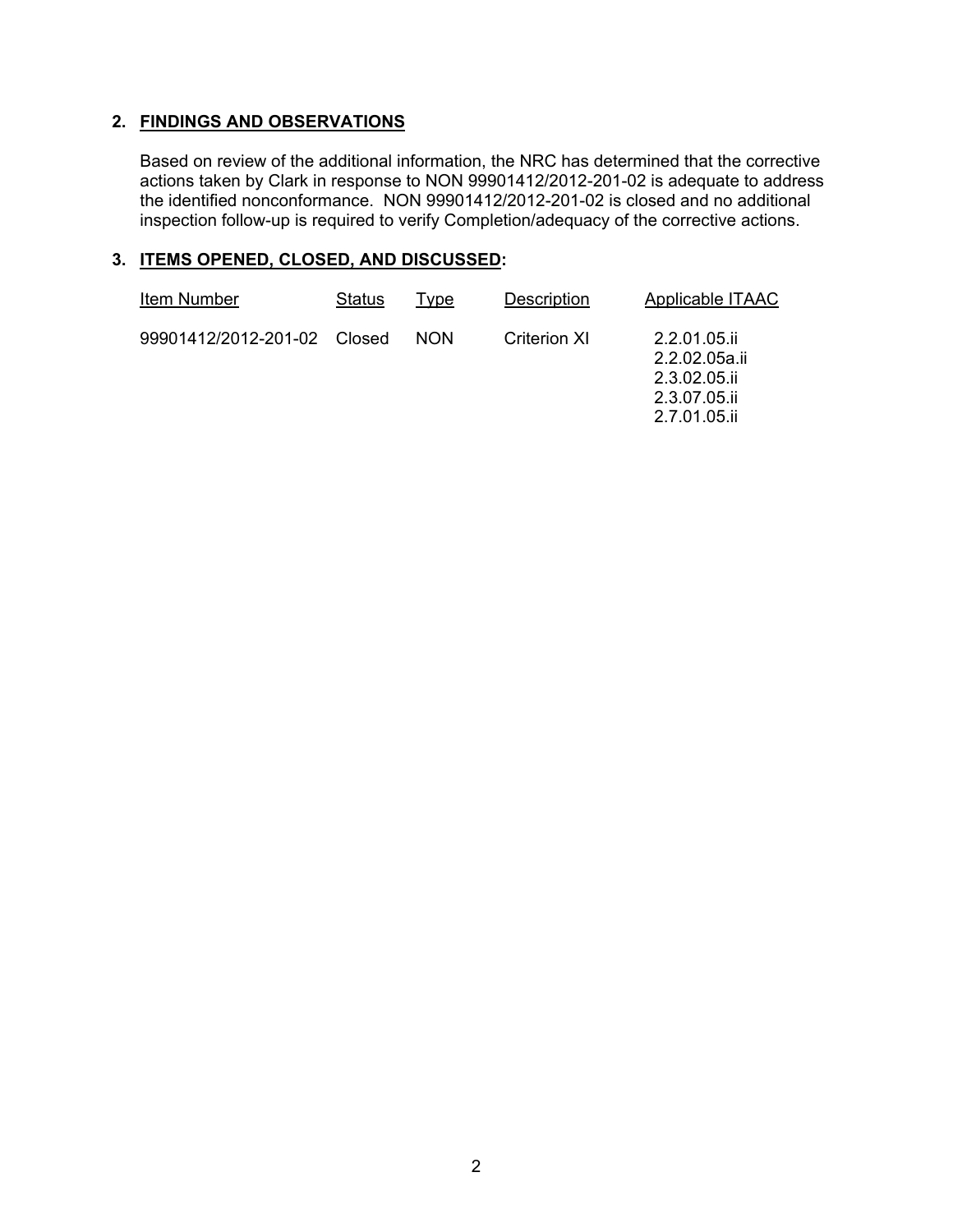## 2. FINDINGS AND OBSERVATIONS

Based on review of the additional information, the NRC has determined that the corrective actions taken by Clark in response to NON 99901412/2012-201-02 is adequate to address the identified nonconformance. NON 99901412/2012-201-02 is closed and no additional inspection follow-up is required to verify Completion/adequacy of the corrective actions.

## 3. ITEMS OPENED, CLOSED, AND DISCUSSED:

| Item Number | Status | Type | Description | Applicable ITAAC |
|---|---|---|---|---|
| 99901412/2012-201-02 | Closed | NON | Criterion XI | 2.2.01.05.ii<br>2.2.02.05a.ii<br>2.3.02.05.ii<br>2.3.07.05.ii<br>2.7.01.05.ii |